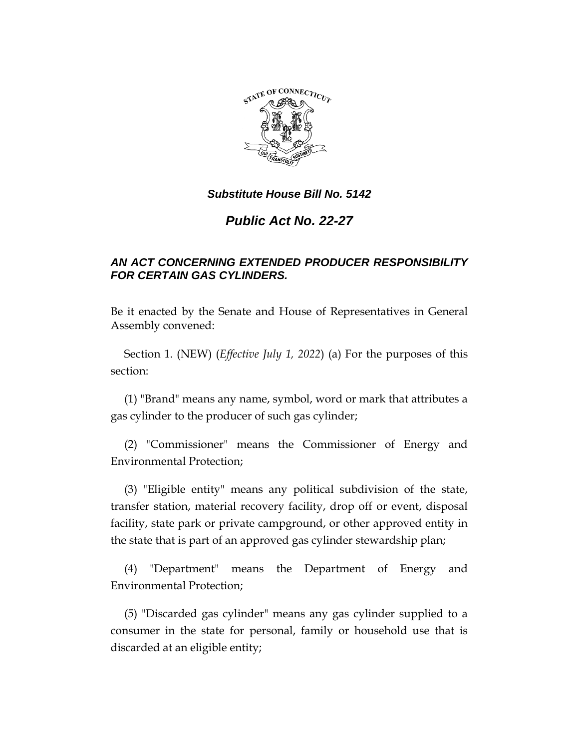***Substitute House Bill No. 5142***

# *Public Act No. 22-27*

## *AN ACT CONCERNING EXTENDED PRODUCER RESPONSIBILITY FOR CERTAIN GAS CYLINDERS.*

Be it enacted by the Senate and House of Representatives in General Assembly convened:

Section 1. (NEW) (*Effective July 1, 2022*) (a) For the purposes of this section:

(1) "Brand" means any name, symbol, word or mark that attributes a gas cylinder to the producer of such gas cylinder;

(2) "Commissioner" means the Commissioner of Energy and Environmental Protection;

(3) "Eligible entity" means any political subdivision of the state, transfer station, material recovery facility, drop off or event, disposal facility, state park or private campground, or other approved entity in the state that is part of an approved gas cylinder stewardship plan;

(4) "Department" means the Department of Energy and Environmental Protection;

(5) "Discarded gas cylinder" means any gas cylinder supplied to a consumer in the state for personal, family or household use that is discarded at an eligible entity;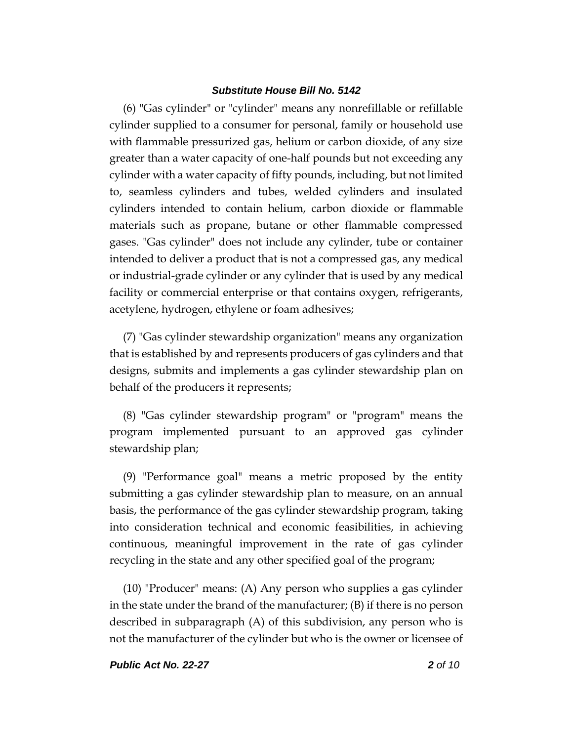(6) "Gas cylinder" or "cylinder" means any nonrefillable or refillable cylinder supplied to a consumer for personal, family or household use with flammable pressurized gas, helium or carbon dioxide, of any size greater than a water capacity of one-half pounds but not exceeding any cylinder with a water capacity of fifty pounds, including, but not limited to, seamless cylinders and tubes, welded cylinders and insulated cylinders intended to contain helium, carbon dioxide or flammable materials such as propane, butane or other flammable compressed gases. "Gas cylinder" does not include any cylinder, tube or container intended to deliver a product that is not a compressed gas, any medical or industrial-grade cylinder or any cylinder that is used by any medical facility or commercial enterprise or that contains oxygen, refrigerants, acetylene, hydrogen, ethylene or foam adhesives;

(7) "Gas cylinder stewardship organization" means any organization that is established by and represents producers of gas cylinders and that designs, submits and implements a gas cylinder stewardship plan on behalf of the producers it represents;

(8) "Gas cylinder stewardship program" or "program" means the program implemented pursuant to an approved gas cylinder stewardship plan;

(9) "Performance goal" means a metric proposed by the entity submitting a gas cylinder stewardship plan to measure, on an annual basis, the performance of the gas cylinder stewardship program, taking into consideration technical and economic feasibilities, in achieving continuous, meaningful improvement in the rate of gas cylinder recycling in the state and any other specified goal of the program;

(10) "Producer" means: (A) Any person who supplies a gas cylinder in the state under the brand of the manufacturer; (B) if there is no person described in subparagraph (A) of this subdivision, any person who is not the manufacturer of the cylinder but who is the owner or licensee of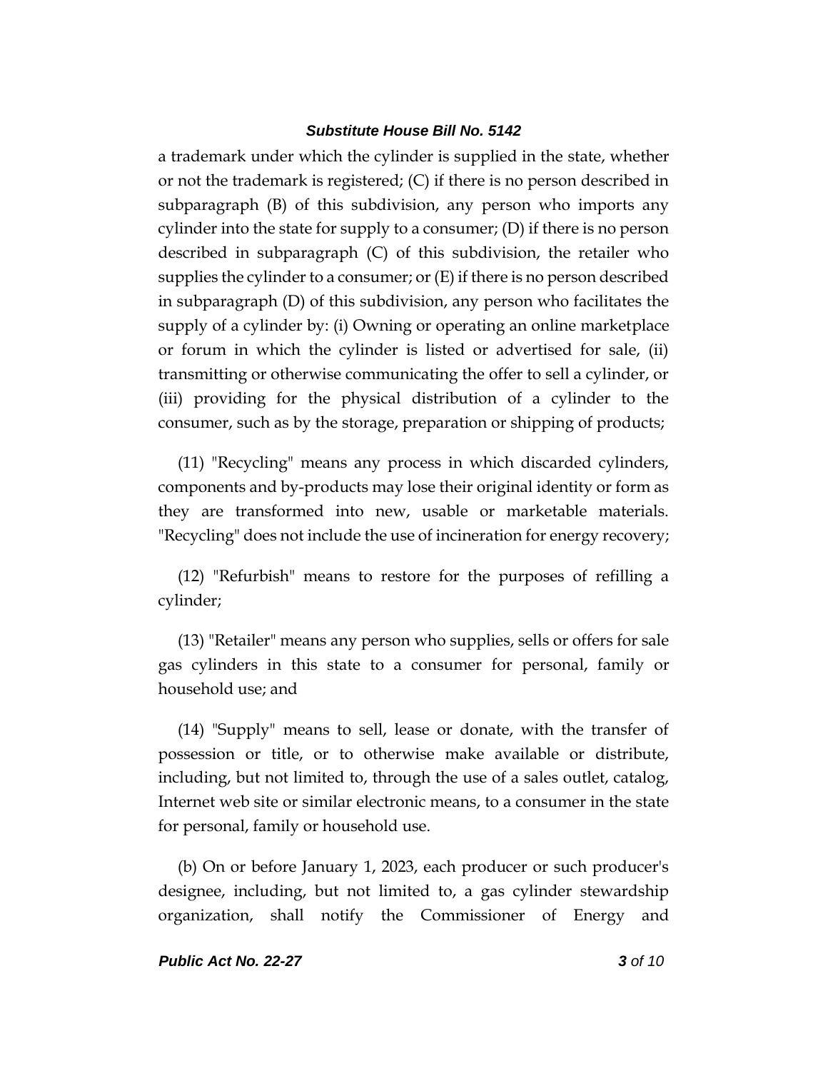a trademark under which the cylinder is supplied in the state, whether or not the trademark is registered; (C) if there is no person described in subparagraph (B) of this subdivision, any person who imports any cylinder into the state for supply to a consumer; (D) if there is no person described in subparagraph (C) of this subdivision, the retailer who supplies the cylinder to a consumer; or (E) if there is no person described in subparagraph (D) of this subdivision, any person who facilitates the supply of a cylinder by: (i) Owning or operating an online marketplace or forum in which the cylinder is listed or advertised for sale, (ii) transmitting or otherwise communicating the offer to sell a cylinder, or (iii) providing for the physical distribution of a cylinder to the consumer, such as by the storage, preparation or shipping of products;

(11) "Recycling" means any process in which discarded cylinders, components and by-products may lose their original identity or form as they are transformed into new, usable or marketable materials. "Recycling" does not include the use of incineration for energy recovery;

(12) "Refurbish" means to restore for the purposes of refilling a cylinder;

(13) "Retailer" means any person who supplies, sells or offers for sale gas cylinders in this state to a consumer for personal, family or household use; and

(14) "Supply" means to sell, lease or donate, with the transfer of possession or title, or to otherwise make available or distribute, including, but not limited to, through the use of a sales outlet, catalog, Internet web site or similar electronic means, to a consumer in the state for personal, family or household use.

(b) On or before January 1, 2023, each producer or such producer's designee, including, but not limited to, a gas cylinder stewardship organization, shall notify the Commissioner of Energy and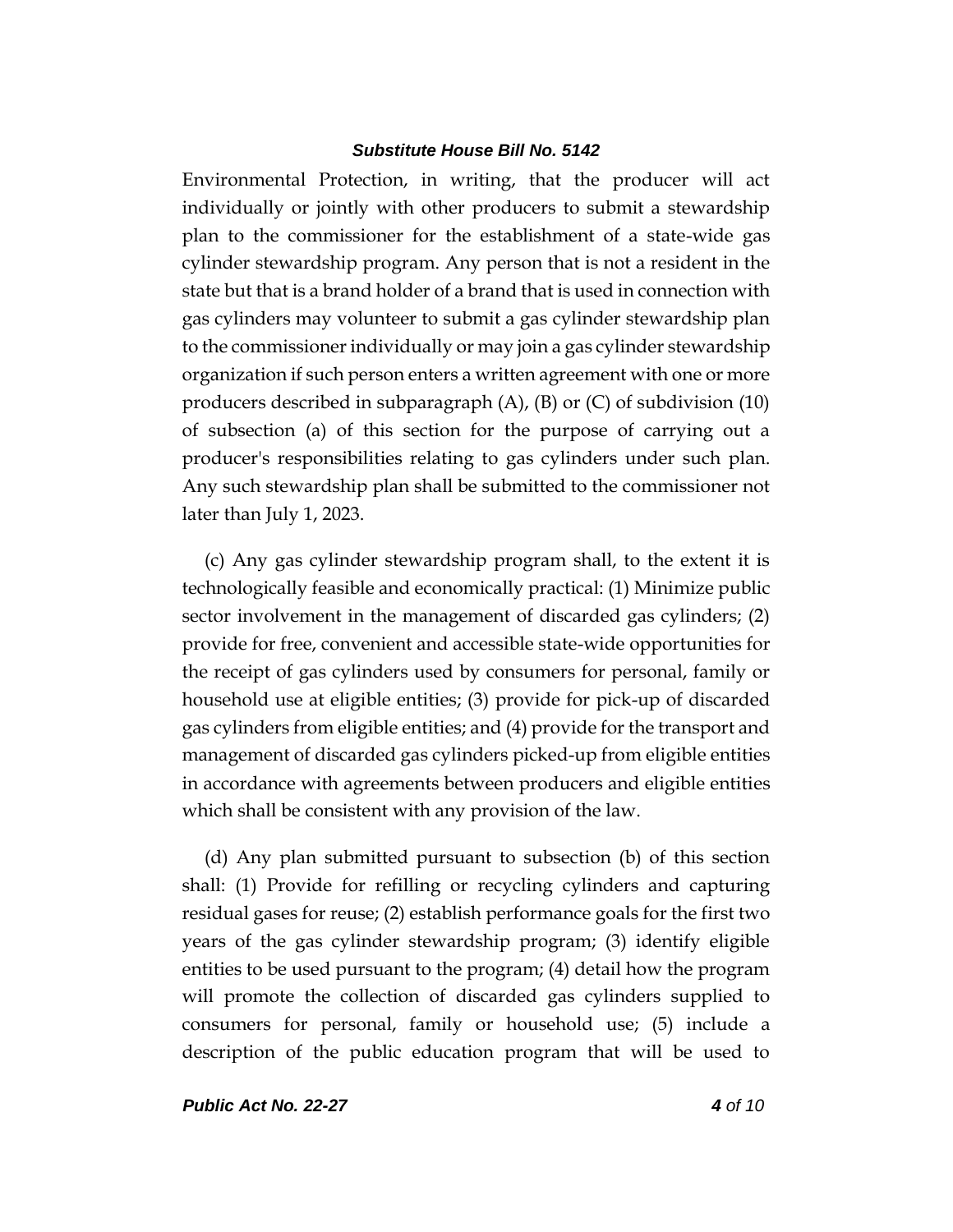Environmental Protection, in writing, that the producer will act individually or jointly with other producers to submit a stewardship plan to the commissioner for the establishment of a state-wide gas cylinder stewardship program. Any person that is not a resident in the state but that is a brand holder of a brand that is used in connection with gas cylinders may volunteer to submit a gas cylinder stewardship plan to the commissioner individually or may join a gas cylinder stewardship organization if such person enters a written agreement with one or more producers described in subparagraph (A), (B) or (C) of subdivision (10) of subsection (a) of this section for the purpose of carrying out a producer's responsibilities relating to gas cylinders under such plan. Any such stewardship plan shall be submitted to the commissioner not later than July 1, 2023.

(c) Any gas cylinder stewardship program shall, to the extent it is technologically feasible and economically practical: (1) Minimize public sector involvement in the management of discarded gas cylinders; (2) provide for free, convenient and accessible state-wide opportunities for the receipt of gas cylinders used by consumers for personal, family or household use at eligible entities; (3) provide for pick-up of discarded gas cylinders from eligible entities; and (4) provide for the transport and management of discarded gas cylinders picked-up from eligible entities in accordance with agreements between producers and eligible entities which shall be consistent with any provision of the law.

(d) Any plan submitted pursuant to subsection (b) of this section shall: (1) Provide for refilling or recycling cylinders and capturing residual gases for reuse; (2) establish performance goals for the first two years of the gas cylinder stewardship program; (3) identify eligible entities to be used pursuant to the program; (4) detail how the program will promote the collection of discarded gas cylinders supplied to consumers for personal, family or household use; (5) include a description of the public education program that will be used to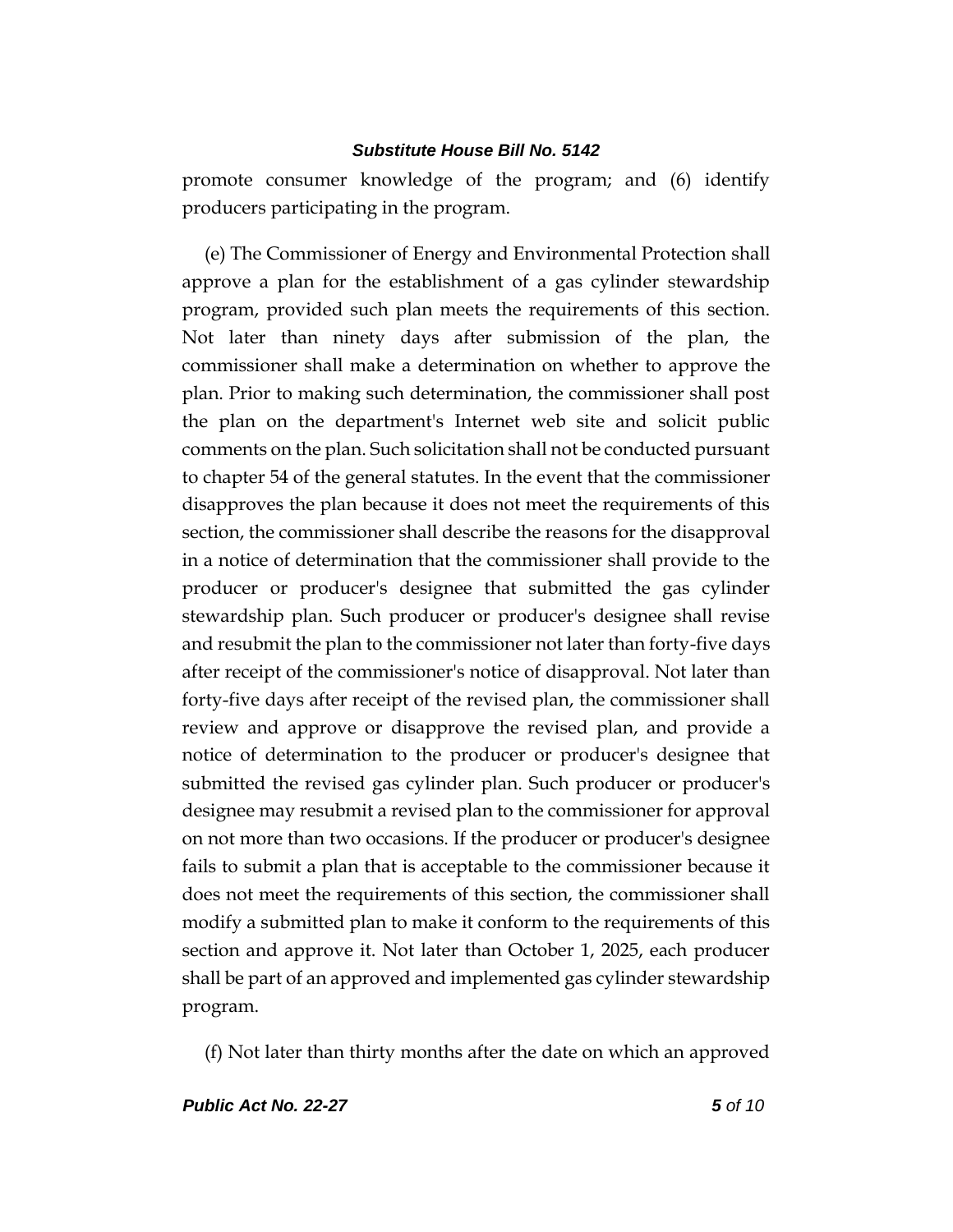promote consumer knowledge of the program; and (6) identify producers participating in the program.

(e) The Commissioner of Energy and Environmental Protection shall approve a plan for the establishment of a gas cylinder stewardship program, provided such plan meets the requirements of this section. Not later than ninety days after submission of the plan, the commissioner shall make a determination on whether to approve the plan. Prior to making such determination, the commissioner shall post the plan on the department's Internet web site and solicit public comments on the plan. Such solicitation shall not be conducted pursuant to chapter 54 of the general statutes. In the event that the commissioner disapproves the plan because it does not meet the requirements of this section, the commissioner shall describe the reasons for the disapproval in a notice of determination that the commissioner shall provide to the producer or producer's designee that submitted the gas cylinder stewardship plan. Such producer or producer's designee shall revise and resubmit the plan to the commissioner not later than forty-five days after receipt of the commissioner's notice of disapproval. Not later than forty-five days after receipt of the revised plan, the commissioner shall review and approve or disapprove the revised plan, and provide a notice of determination to the producer or producer's designee that submitted the revised gas cylinder plan. Such producer or producer's designee may resubmit a revised plan to the commissioner for approval on not more than two occasions. If the producer or producer's designee fails to submit a plan that is acceptable to the commissioner because it does not meet the requirements of this section, the commissioner shall modify a submitted plan to make it conform to the requirements of this section and approve it. Not later than October 1, 2025, each producer shall be part of an approved and implemented gas cylinder stewardship program.

(f) Not later than thirty months after the date on which an approved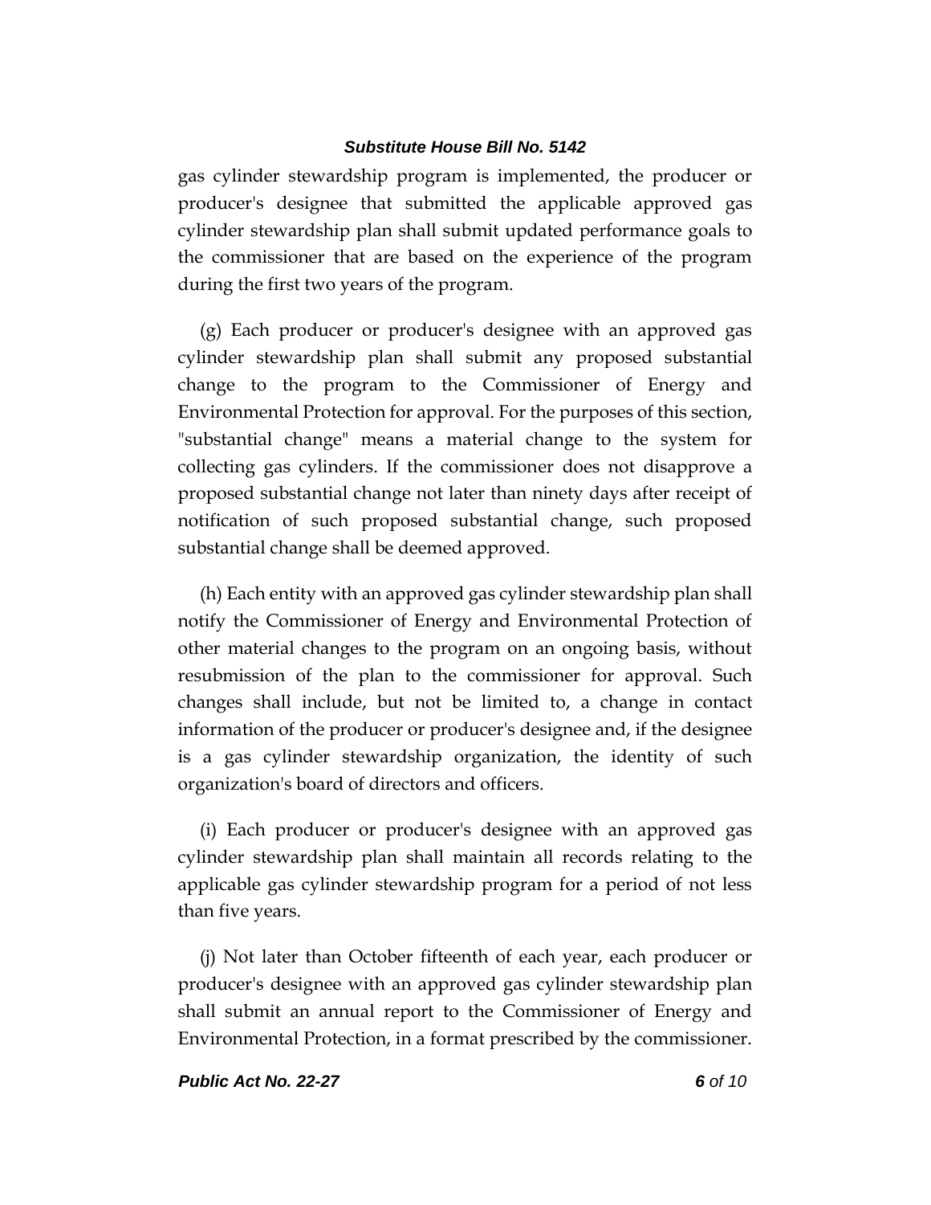gas cylinder stewardship program is implemented, the producer or producer's designee that submitted the applicable approved gas cylinder stewardship plan shall submit updated performance goals to the commissioner that are based on the experience of the program during the first two years of the program.

(g) Each producer or producer's designee with an approved gas cylinder stewardship plan shall submit any proposed substantial change to the program to the Commissioner of Energy and Environmental Protection for approval. For the purposes of this section, "substantial change" means a material change to the system for collecting gas cylinders. If the commissioner does not disapprove a proposed substantial change not later than ninety days after receipt of notification of such proposed substantial change, such proposed substantial change shall be deemed approved.

(h) Each entity with an approved gas cylinder stewardship plan shall notify the Commissioner of Energy and Environmental Protection of other material changes to the program on an ongoing basis, without resubmission of the plan to the commissioner for approval. Such changes shall include, but not be limited to, a change in contact information of the producer or producer's designee and, if the designee is a gas cylinder stewardship organization, the identity of such organization's board of directors and officers.

(i) Each producer or producer's designee with an approved gas cylinder stewardship plan shall maintain all records relating to the applicable gas cylinder stewardship program for a period of not less than five years.

(j) Not later than October fifteenth of each year, each producer or producer's designee with an approved gas cylinder stewardship plan shall submit an annual report to the Commissioner of Energy and Environmental Protection, in a format prescribed by the commissioner.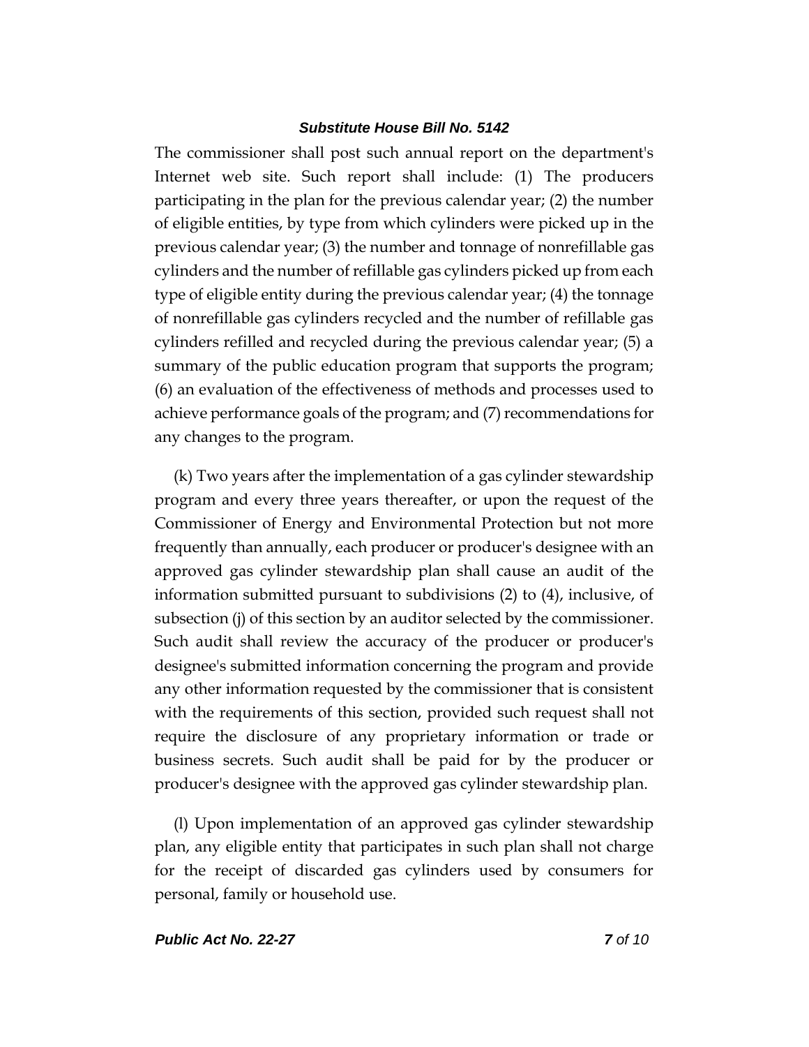The commissioner shall post such annual report on the department's Internet web site. Such report shall include: (1) The producers participating in the plan for the previous calendar year; (2) the number of eligible entities, by type from which cylinders were picked up in the previous calendar year; (3) the number and tonnage of nonrefillable gas cylinders and the number of refillable gas cylinders picked up from each type of eligible entity during the previous calendar year; (4) the tonnage of nonrefillable gas cylinders recycled and the number of refillable gas cylinders refilled and recycled during the previous calendar year; (5) a summary of the public education program that supports the program; (6) an evaluation of the effectiveness of methods and processes used to achieve performance goals of the program; and (7) recommendations for any changes to the program.

(k) Two years after the implementation of a gas cylinder stewardship program and every three years thereafter, or upon the request of the Commissioner of Energy and Environmental Protection but not more frequently than annually, each producer or producer's designee with an approved gas cylinder stewardship plan shall cause an audit of the information submitted pursuant to subdivisions (2) to (4), inclusive, of subsection (j) of this section by an auditor selected by the commissioner. Such audit shall review the accuracy of the producer or producer's designee's submitted information concerning the program and provide any other information requested by the commissioner that is consistent with the requirements of this section, provided such request shall not require the disclosure of any proprietary information or trade or business secrets. Such audit shall be paid for by the producer or producer's designee with the approved gas cylinder stewardship plan.

(l) Upon implementation of an approved gas cylinder stewardship plan, any eligible entity that participates in such plan shall not charge for the receipt of discarded gas cylinders used by consumers for personal, family or household use.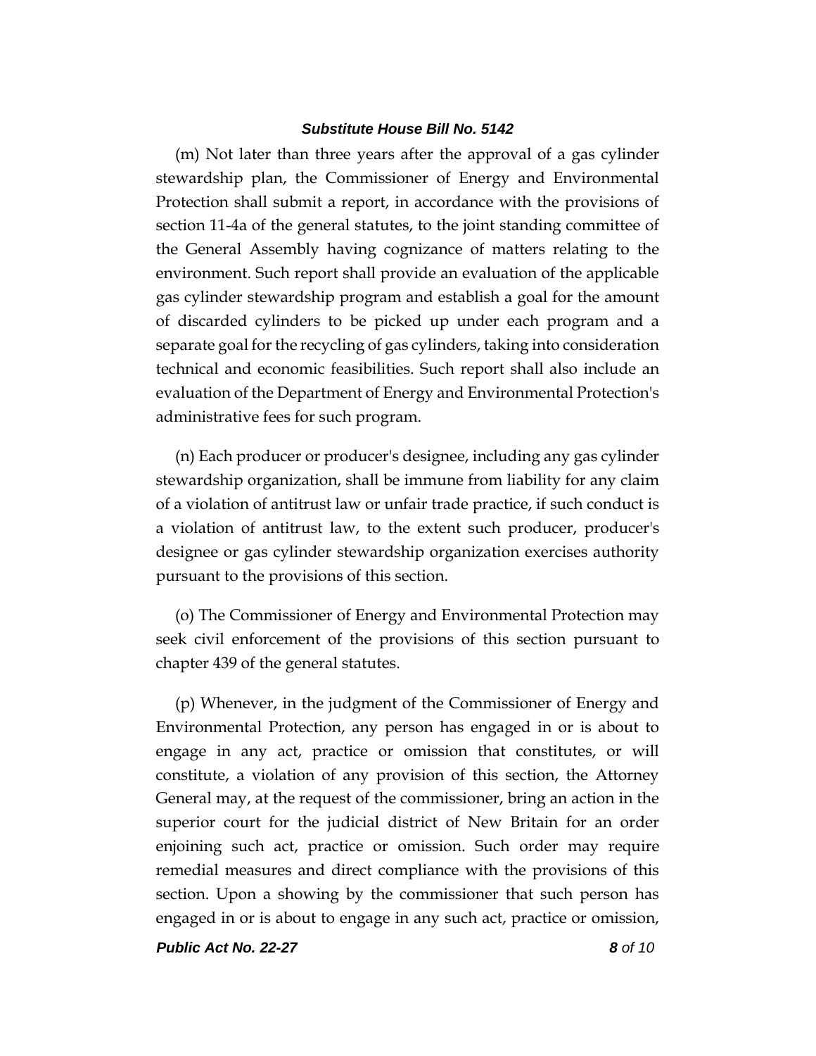(m) Not later than three years after the approval of a gas cylinder stewardship plan, the Commissioner of Energy and Environmental Protection shall submit a report, in accordance with the provisions of section 11-4a of the general statutes, to the joint standing committee of the General Assembly having cognizance of matters relating to the environment. Such report shall provide an evaluation of the applicable gas cylinder stewardship program and establish a goal for the amount of discarded cylinders to be picked up under each program and a separate goal for the recycling of gas cylinders, taking into consideration technical and economic feasibilities. Such report shall also include an evaluation of the Department of Energy and Environmental Protection's administrative fees for such program.

(n) Each producer or producer's designee, including any gas cylinder stewardship organization, shall be immune from liability for any claim of a violation of antitrust law or unfair trade practice, if such conduct is a violation of antitrust law, to the extent such producer, producer's designee or gas cylinder stewardship organization exercises authority pursuant to the provisions of this section.

(o) The Commissioner of Energy and Environmental Protection may seek civil enforcement of the provisions of this section pursuant to chapter 439 of the general statutes.

(p) Whenever, in the judgment of the Commissioner of Energy and Environmental Protection, any person has engaged in or is about to engage in any act, practice or omission that constitutes, or will constitute, a violation of any provision of this section, the Attorney General may, at the request of the commissioner, bring an action in the superior court for the judicial district of New Britain for an order enjoining such act, practice or omission. Such order may require remedial measures and direct compliance with the provisions of this section. Upon a showing by the commissioner that such person has engaged in or is about to engage in any such act, practice or omission,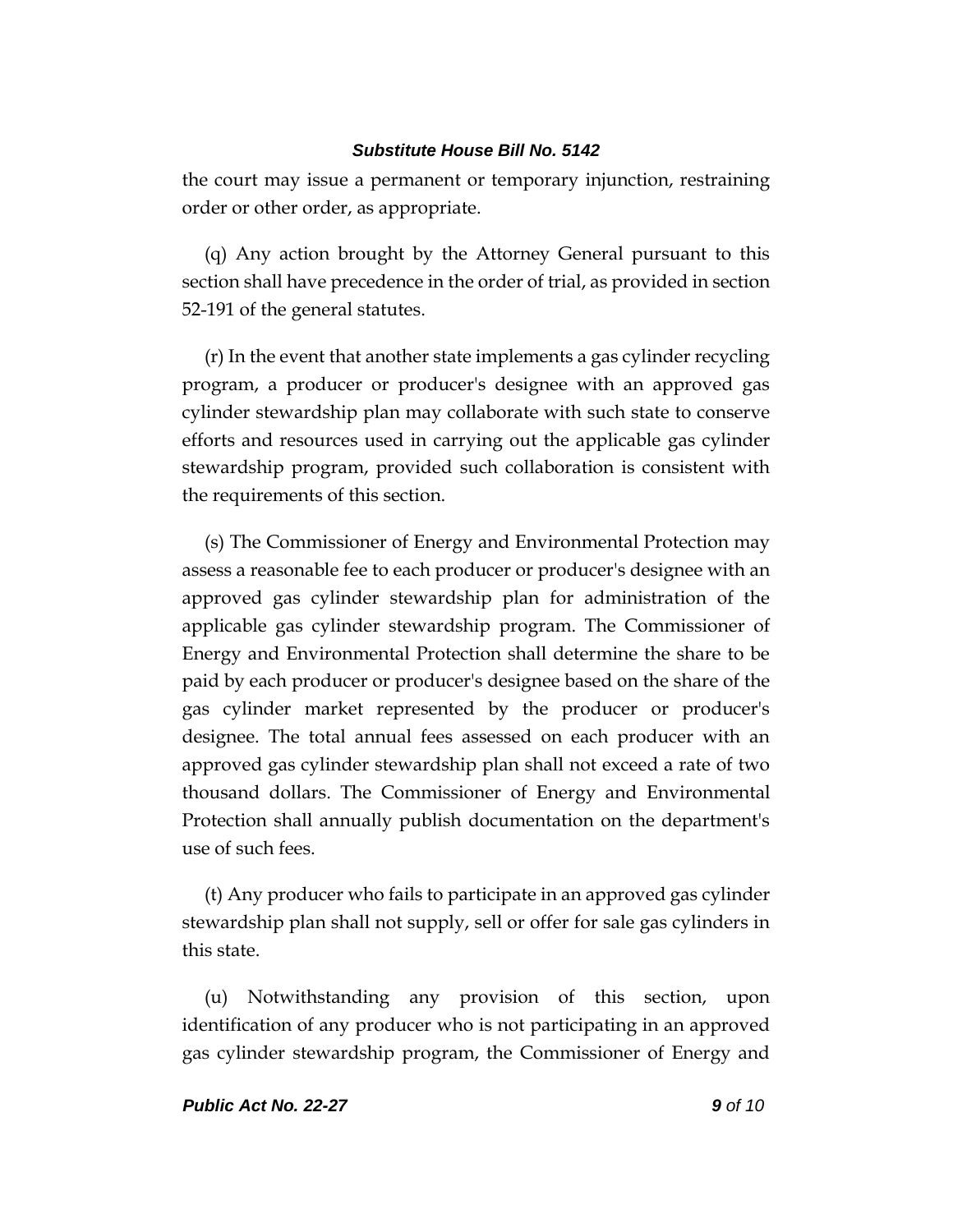the court may issue a permanent or temporary injunction, restraining order or other order, as appropriate.

(q) Any action brought by the Attorney General pursuant to this section shall have precedence in the order of trial, as provided in section 52-191 of the general statutes.

(r) In the event that another state implements a gas cylinder recycling program, a producer or producer's designee with an approved gas cylinder stewardship plan may collaborate with such state to conserve efforts and resources used in carrying out the applicable gas cylinder stewardship program, provided such collaboration is consistent with the requirements of this section.

(s) The Commissioner of Energy and Environmental Protection may assess a reasonable fee to each producer or producer's designee with an approved gas cylinder stewardship plan for administration of the applicable gas cylinder stewardship program. The Commissioner of Energy and Environmental Protection shall determine the share to be paid by each producer or producer's designee based on the share of the gas cylinder market represented by the producer or producer's designee. The total annual fees assessed on each producer with an approved gas cylinder stewardship plan shall not exceed a rate of two thousand dollars. The Commissioner of Energy and Environmental Protection shall annually publish documentation on the department's use of such fees.

(t) Any producer who fails to participate in an approved gas cylinder stewardship plan shall not supply, sell or offer for sale gas cylinders in this state.

(u) Notwithstanding any provision of this section, upon identification of any producer who is not participating in an approved gas cylinder stewardship program, the Commissioner of Energy and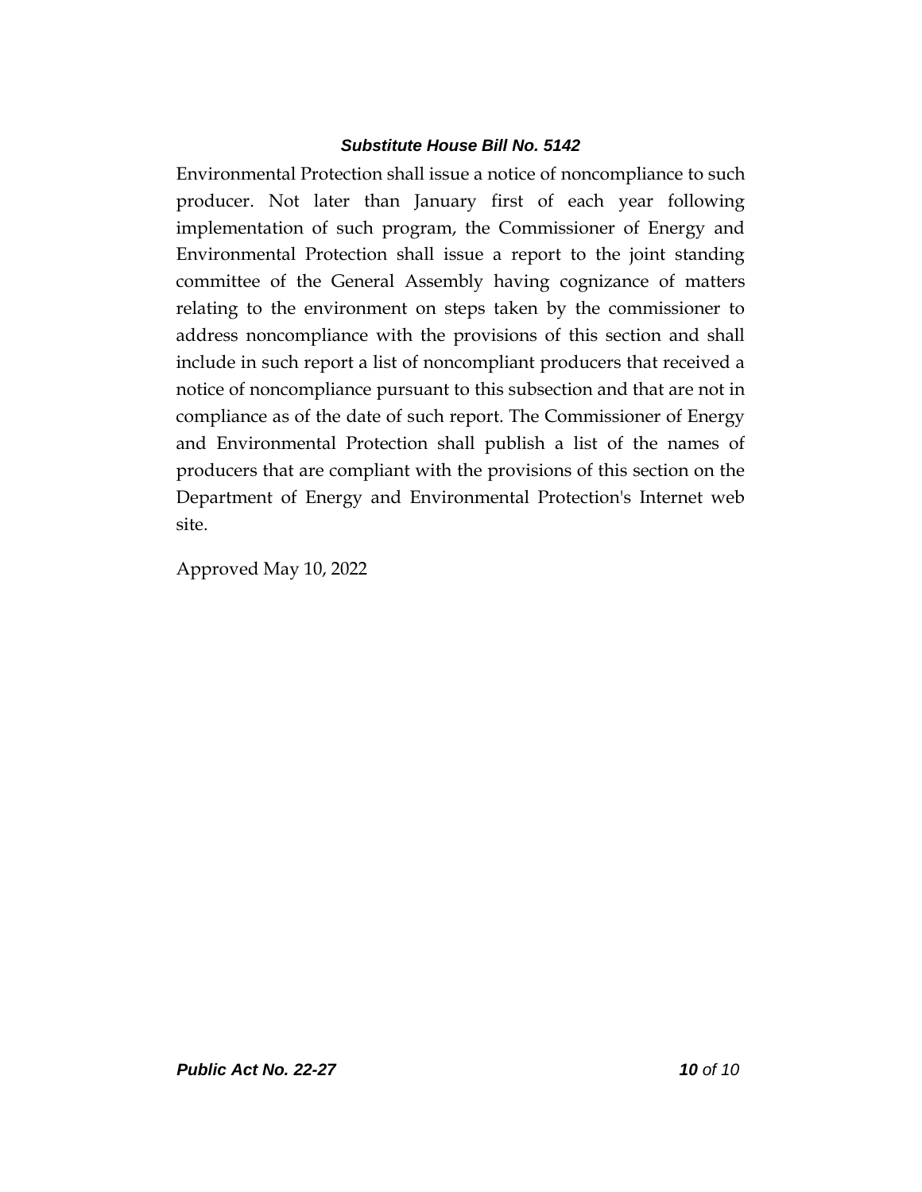Environmental Protection shall issue a notice of noncompliance to such producer. Not later than January first of each year following implementation of such program, the Commissioner of Energy and Environmental Protection shall issue a report to the joint standing committee of the General Assembly having cognizance of matters relating to the environment on steps taken by the commissioner to address noncompliance with the provisions of this section and shall include in such report a list of noncompliant producers that received a notice of noncompliance pursuant to this subsection and that are not in compliance as of the date of such report. The Commissioner of Energy and Environmental Protection shall publish a list of the names of producers that are compliant with the provisions of this section on the Department of Energy and Environmental Protection's Internet web site.

Approved May 10, 2022